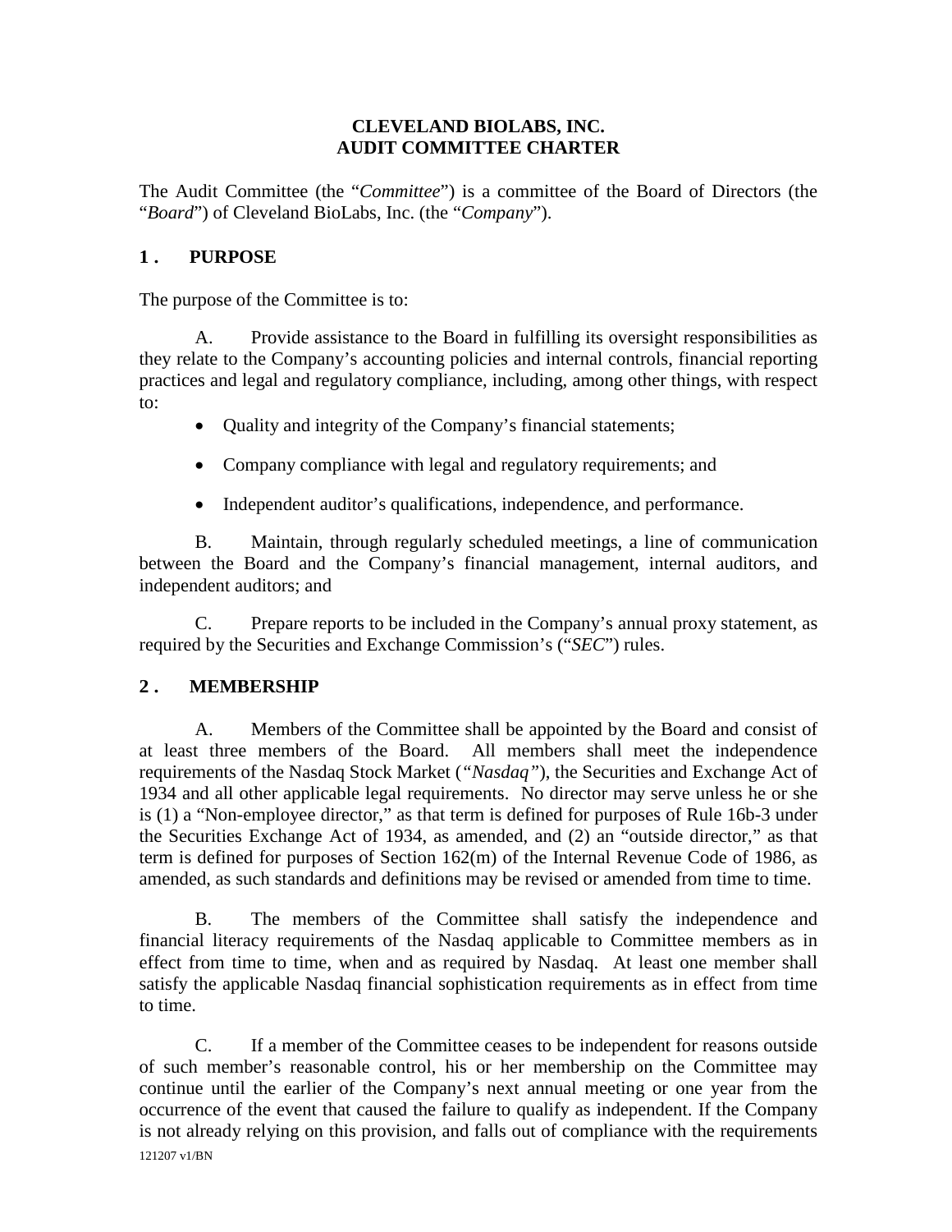# CLEVELAND BIOLABS, INC.
# AUDIT COMMITTEE CHARTER

The Audit Committee (the "*Committee*") is a committee of the Board of Directors (the "*Board*") of Cleveland BioLabs, Inc. (the "*Company*").

## 1. PURPOSE

The purpose of the Committee is to:

A. Provide assistance to the Board in fulfilling its oversight responsibilities as they relate to the Company's accounting policies and internal controls, financial reporting practices and legal and regulatory compliance, including, among other things, with respect to:

- Quality and integrity of the Company's financial statements;
- Company compliance with legal and regulatory requirements; and
- Independent auditor's qualifications, independence, and performance.

B. Maintain, through regularly scheduled meetings, a line of communication between the Board and the Company's financial management, internal auditors, and independent auditors; and

C. Prepare reports to be included in the Company's annual proxy statement, as required by the Securities and Exchange Commission's ("*SEC*") rules.

## 2. MEMBERSHIP

A. Members of the Committee shall be appointed by the Board and consist of at least three members of the Board. All members shall meet the independence requirements of the Nasdaq Stock Market (*"Nasdaq"*), the Securities and Exchange Act of 1934 and all other applicable legal requirements. No director may serve unless he or she is (1) a "Non-employee director," as that term is defined for purposes of Rule 16b-3 under the Securities Exchange Act of 1934, as amended, and (2) an "outside director," as that term is defined for purposes of Section 162(m) of the Internal Revenue Code of 1986, as amended, as such standards and definitions may be revised or amended from time to time.

B. The members of the Committee shall satisfy the independence and financial literacy requirements of the Nasdaq applicable to Committee members as in effect from time to time, when and as required by Nasdaq. At least one member shall satisfy the applicable Nasdaq financial sophistication requirements as in effect from time to time.

C. If a member of the Committee ceases to be independent for reasons outside of such member's reasonable control, his or her membership on the Committee may continue until the earlier of the Company's next annual meeting or one year from the occurrence of the event that caused the failure to qualify as independent. If the Company is not already relying on this provision, and falls out of compliance with the requirements

121207 v1/BN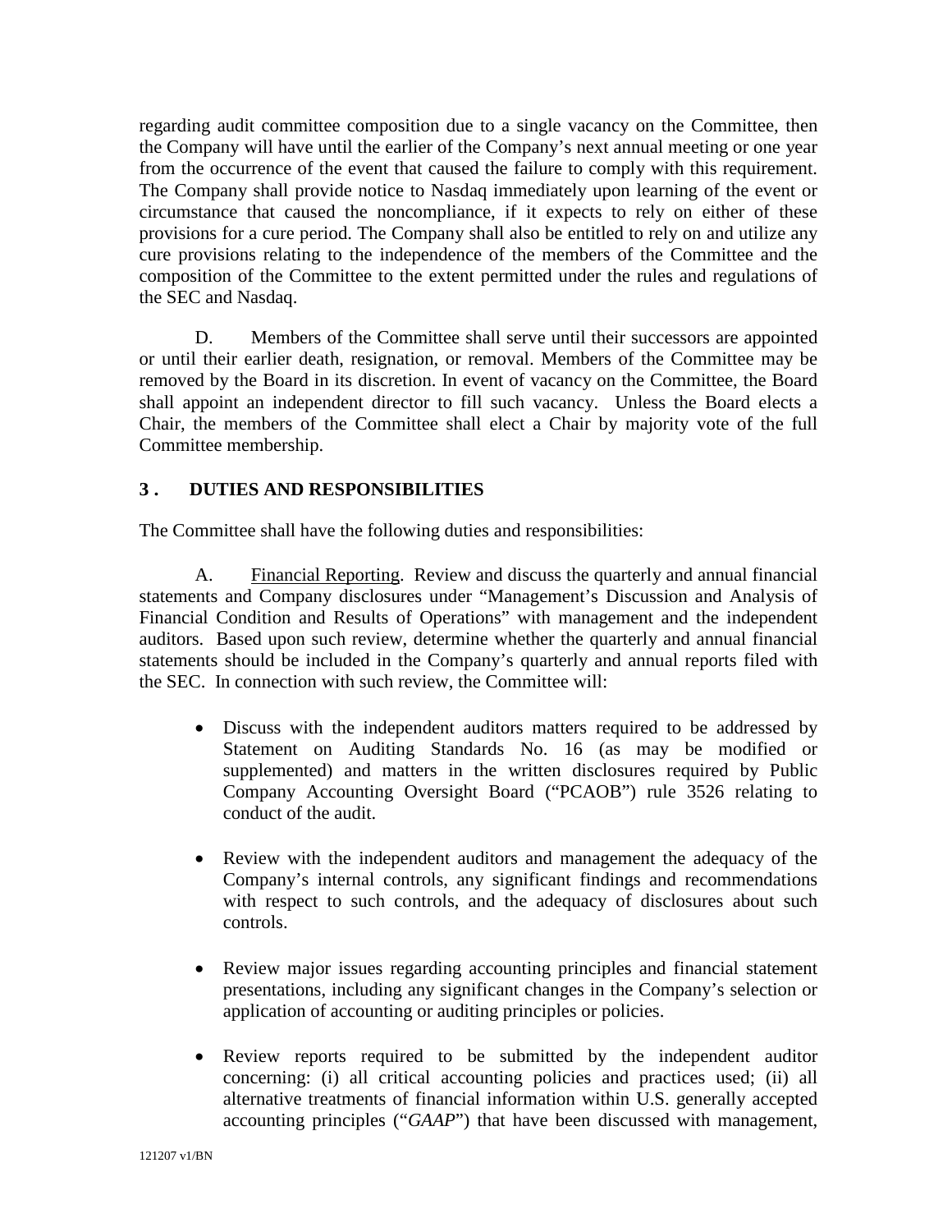regarding audit committee composition due to a single vacancy on the Committee, then the Company will have until the earlier of the Company's next annual meeting or one year from the occurrence of the event that caused the failure to comply with this requirement. The Company shall provide notice to Nasdaq immediately upon learning of the event or circumstance that caused the noncompliance, if it expects to rely on either of these provisions for a cure period. The Company shall also be entitled to rely on and utilize any cure provisions relating to the independence of the members of the Committee and the composition of the Committee to the extent permitted under the rules and regulations of the SEC and Nasdaq.

D. Members of the Committee shall serve until their successors are appointed or until their earlier death, resignation, or removal. Members of the Committee may be removed by the Board in its discretion. In event of vacancy on the Committee, the Board shall appoint an independent director to fill such vacancy. Unless the Board elects a Chair, the members of the Committee shall elect a Chair by majority vote of the full Committee membership.

## 3. DUTIES AND RESPONSIBILITIES

The Committee shall have the following duties and responsibilities:

A. Financial Reporting. Review and discuss the quarterly and annual financial statements and Company disclosures under "Management's Discussion and Analysis of Financial Condition and Results of Operations" with management and the independent auditors. Based upon such review, determine whether the quarterly and annual financial statements should be included in the Company's quarterly and annual reports filed with the SEC. In connection with such review, the Committee will:

- Discuss with the independent auditors matters required to be addressed by Statement on Auditing Standards No. 16 (as may be modified or supplemented) and matters in the written disclosures required by Public Company Accounting Oversight Board ("PCAOB") rule 3526 relating to conduct of the audit.

- Review with the independent auditors and management the adequacy of the Company's internal controls, any significant findings and recommendations with respect to such controls, and the adequacy of disclosures about such controls.

- Review major issues regarding accounting principles and financial statement presentations, including any significant changes in the Company's selection or application of accounting or auditing principles or policies.

- Review reports required to be submitted by the independent auditor concerning: (i) all critical accounting policies and practices used; (ii) all alternative treatments of financial information within U.S. generally accepted accounting principles ("*GAAP*") that have been discussed with management,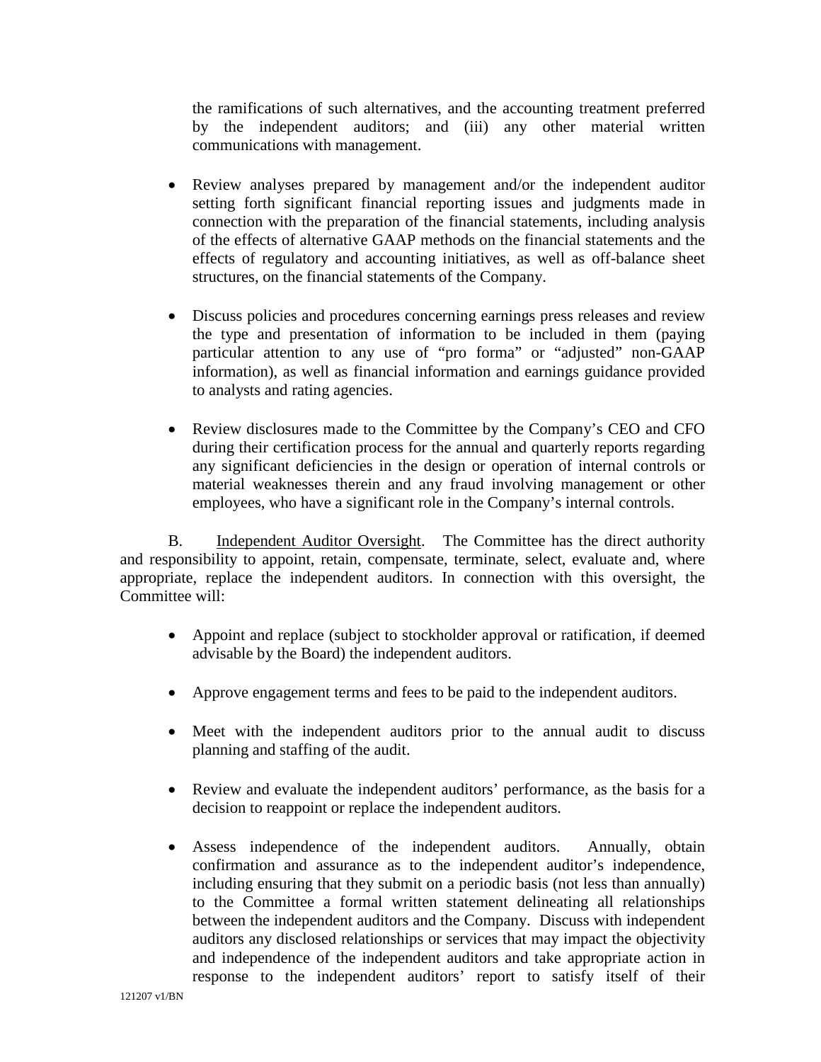the ramifications of such alternatives, and the accounting treatment preferred by the independent auditors; and (iii) any other material written communications with management.

- Review analyses prepared by management and/or the independent auditor setting forth significant financial reporting issues and judgments made in connection with the preparation of the financial statements, including analysis of the effects of alternative GAAP methods on the financial statements and the effects of regulatory and accounting initiatives, as well as off-balance sheet structures, on the financial statements of the Company.

- Discuss policies and procedures concerning earnings press releases and review the type and presentation of information to be included in them (paying particular attention to any use of "pro forma" or "adjusted" non-GAAP information), as well as financial information and earnings guidance provided to analysts and rating agencies.

- Review disclosures made to the Committee by the Company's CEO and CFO during their certification process for the annual and quarterly reports regarding any significant deficiencies in the design or operation of internal controls or material weaknesses therein and any fraud involving management or other employees, who have a significant role in the Company's internal controls.

B. Independent Auditor Oversight. The Committee has the direct authority and responsibility to appoint, retain, compensate, terminate, select, evaluate and, where appropriate, replace the independent auditors. In connection with this oversight, the Committee will:

- Appoint and replace (subject to stockholder approval or ratification, if deemed advisable by the Board) the independent auditors.

- Approve engagement terms and fees to be paid to the independent auditors.

- Meet with the independent auditors prior to the annual audit to discuss planning and staffing of the audit.

- Review and evaluate the independent auditors' performance, as the basis for a decision to reappoint or replace the independent auditors.

- Assess independence of the independent auditors. Annually, obtain confirmation and assurance as to the independent auditor's independence, including ensuring that they submit on a periodic basis (not less than annually) to the Committee a formal written statement delineating all relationships between the independent auditors and the Company. Discuss with independent auditors any disclosed relationships or services that may impact the objectivity and independence of the independent auditors and take appropriate action in response to the independent auditors' report to satisfy itself of their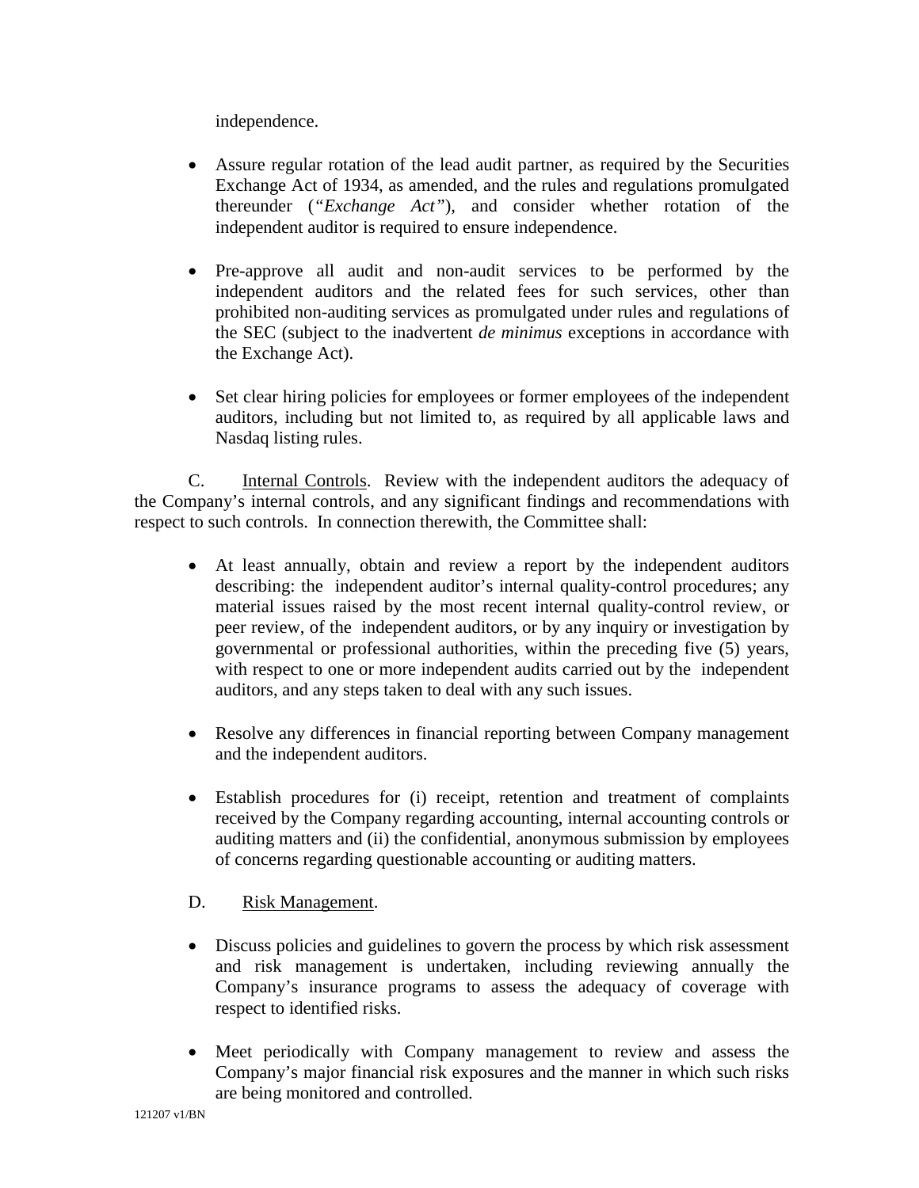independence.

- Assure regular rotation of the lead audit partner, as required by the Securities Exchange Act of 1934, as amended, and the rules and regulations promulgated thereunder (*"Exchange Act"*), and consider whether rotation of the independent auditor is required to ensure independence.

- Pre-approve all audit and non-audit services to be performed by the independent auditors and the related fees for such services, other than prohibited non-auditing services as promulgated under rules and regulations of the SEC (subject to the inadvertent *de minimus* exceptions in accordance with the Exchange Act).

- Set clear hiring policies for employees or former employees of the independent auditors, including but not limited to, as required by all applicable laws and Nasdaq listing rules.

C. Internal Controls. Review with the independent auditors the adequacy of the Company's internal controls, and any significant findings and recommendations with respect to such controls. In connection therewith, the Committee shall:

- At least annually, obtain and review a report by the independent auditors describing: the independent auditor's internal quality-control procedures; any material issues raised by the most recent internal quality-control review, or peer review, of the independent auditors, or by any inquiry or investigation by governmental or professional authorities, within the preceding five (5) years, with respect to one or more independent audits carried out by the independent auditors, and any steps taken to deal with any such issues.

- Resolve any differences in financial reporting between Company management and the independent auditors.

- Establish procedures for (i) receipt, retention and treatment of complaints received by the Company regarding accounting, internal accounting controls or auditing matters and (ii) the confidential, anonymous submission by employees of concerns regarding questionable accounting or auditing matters.

D. Risk Management.

- Discuss policies and guidelines to govern the process by which risk assessment and risk management is undertaken, including reviewing annually the Company's insurance programs to assess the adequacy of coverage with respect to identified risks.

- Meet periodically with Company management to review and assess the Company's major financial risk exposures and the manner in which such risks are being monitored and controlled.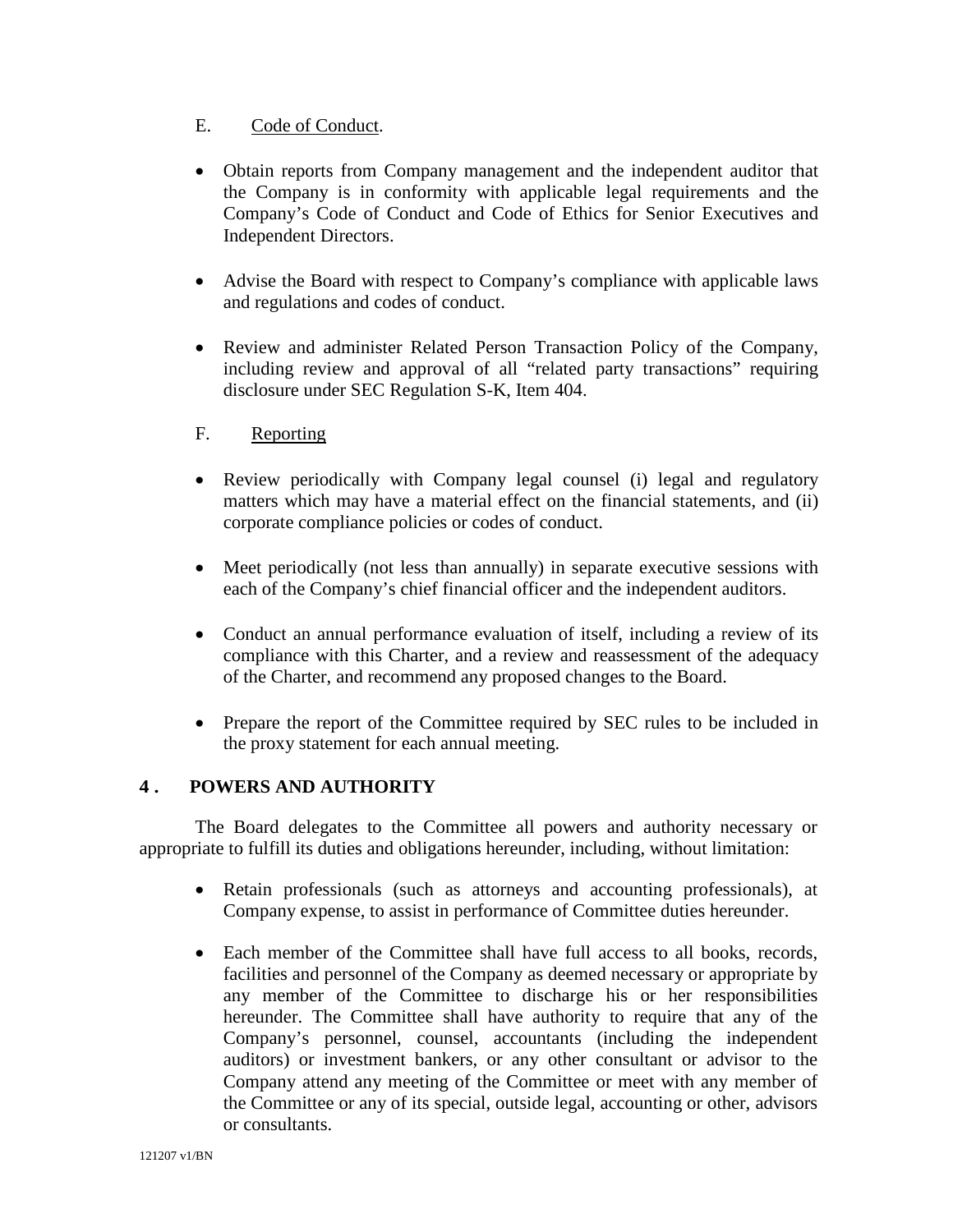E. Code of Conduct.

- Obtain reports from Company management and the independent auditor that the Company is in conformity with applicable legal requirements and the Company's Code of Conduct and Code of Ethics for Senior Executives and Independent Directors.
- Advise the Board with respect to Company's compliance with applicable laws and regulations and codes of conduct.
- Review and administer Related Person Transaction Policy of the Company, including review and approval of all "related party transactions" requiring disclosure under SEC Regulation S-K, Item 404.

F. Reporting

- Review periodically with Company legal counsel (i) legal and regulatory matters which may have a material effect on the financial statements, and (ii) corporate compliance policies or codes of conduct.
- Meet periodically (not less than annually) in separate executive sessions with each of the Company's chief financial officer and the independent auditors.
- Conduct an annual performance evaluation of itself, including a review of its compliance with this Charter, and a review and reassessment of the adequacy of the Charter, and recommend any proposed changes to the Board.
- Prepare the report of the Committee required by SEC rules to be included in the proxy statement for each annual meeting.

## 4. POWERS AND AUTHORITY

The Board delegates to the Committee all powers and authority necessary or appropriate to fulfill its duties and obligations hereunder, including, without limitation:

- Retain professionals (such as attorneys and accounting professionals), at Company expense, to assist in performance of Committee duties hereunder.
- Each member of the Committee shall have full access to all books, records, facilities and personnel of the Company as deemed necessary or appropriate by any member of the Committee to discharge his or her responsibilities hereunder. The Committee shall have authority to require that any of the Company's personnel, counsel, accountants (including the independent auditors) or investment bankers, or any other consultant or advisor to the Company attend any meeting of the Committee or meet with any member of the Committee or any of its special, outside legal, accounting or other, advisors or consultants.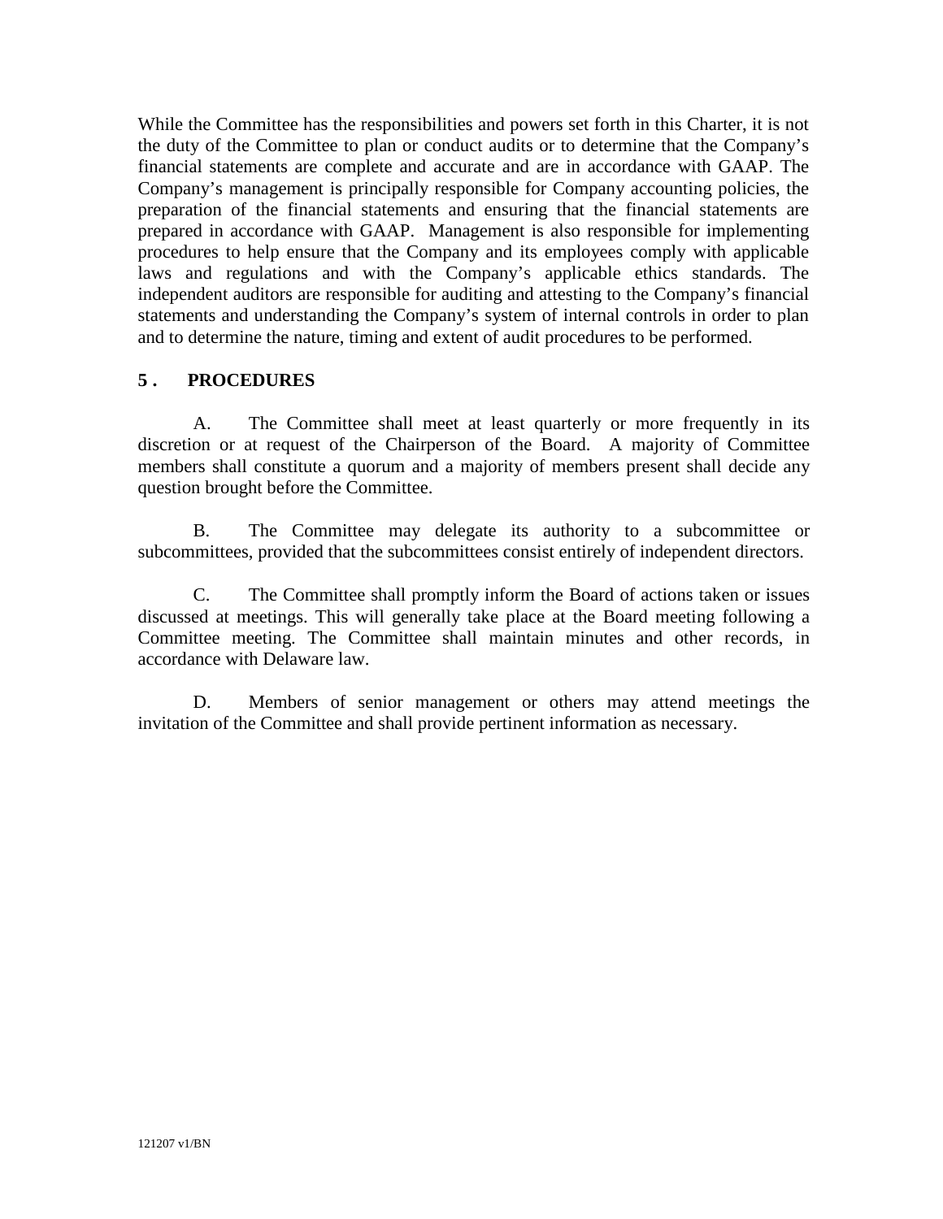While the Committee has the responsibilities and powers set forth in this Charter, it is not the duty of the Committee to plan or conduct audits or to determine that the Company's financial statements are complete and accurate and are in accordance with GAAP. The Company's management is principally responsible for Company accounting policies, the preparation of the financial statements and ensuring that the financial statements are prepared in accordance with GAAP. Management is also responsible for implementing procedures to help ensure that the Company and its employees comply with applicable laws and regulations and with the Company's applicable ethics standards. The independent auditors are responsible for auditing and attesting to the Company's financial statements and understanding the Company's system of internal controls in order to plan and to determine the nature, timing and extent of audit procedures to be performed.

## 5 . PROCEDURES

A. The Committee shall meet at least quarterly or more frequently in its discretion or at request of the Chairperson of the Board. A majority of Committee members shall constitute a quorum and a majority of members present shall decide any question brought before the Committee.

B. The Committee may delegate its authority to a subcommittee or subcommittees, provided that the subcommittees consist entirely of independent directors.

C. The Committee shall promptly inform the Board of actions taken or issues discussed at meetings. This will generally take place at the Board meeting following a Committee meeting. The Committee shall maintain minutes and other records, in accordance with Delaware law.

D. Members of senior management or others may attend meetings the invitation of the Committee and shall provide pertinent information as necessary.

121207 v1/BN